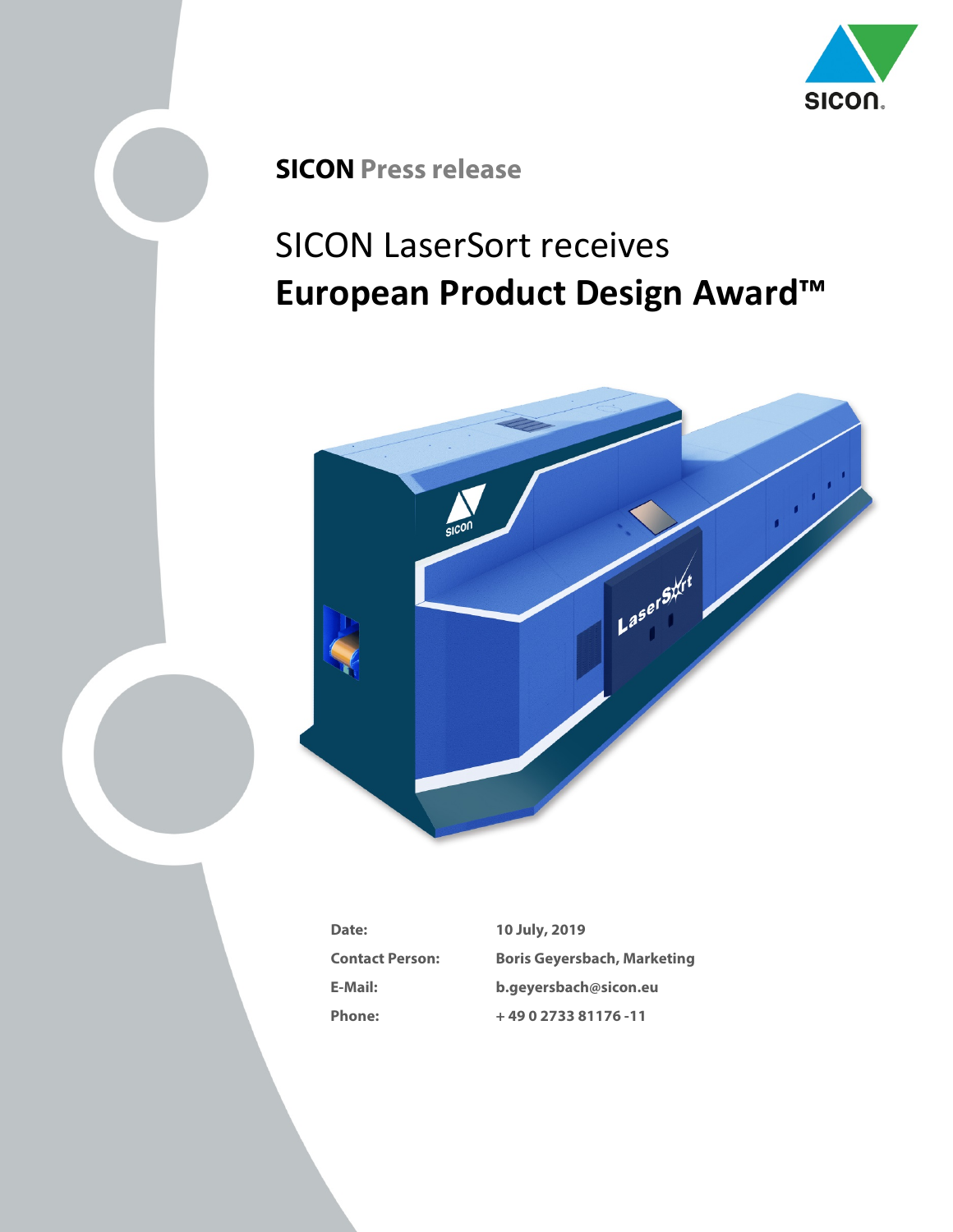**SICON** Press release

# SICON LaserSort receives **European Product Design Award™**

| | |
|---|---|
| **Date:** | **10 July, 2019** |
| **Contact Person:** | **Boris Geyersbach, Marketing** |
| **E-Mail:** | **b.geyersbach@sicon.eu** |
| **Phone:** | **+ 49 0 2733 81176 -11** |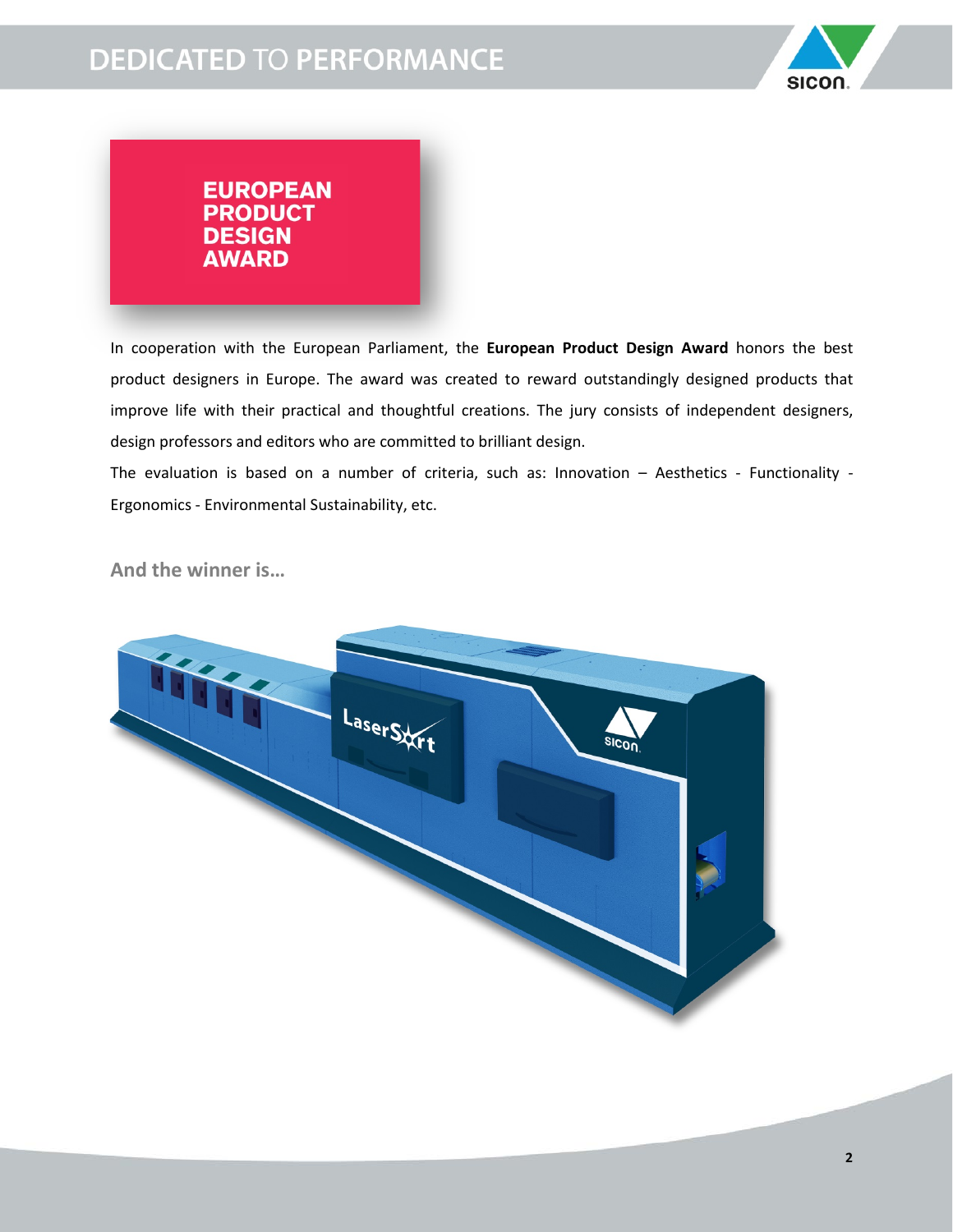# EUROPEAN PRODUCT DESIGN AWARD

In cooperation with the European Parliament, the **European Product Design Award** honors the best product designers in Europe. The award was created to reward outstandingly designed products that improve life with their practical and thoughtful creations. The jury consists of independent designers, design professors and editors who are committed to brilliant design.

The evaluation is based on a number of criteria, such as: Innovation – Aesthetics - Functionality - Ergonomics - Environmental Sustainability, etc.

## And the winner is...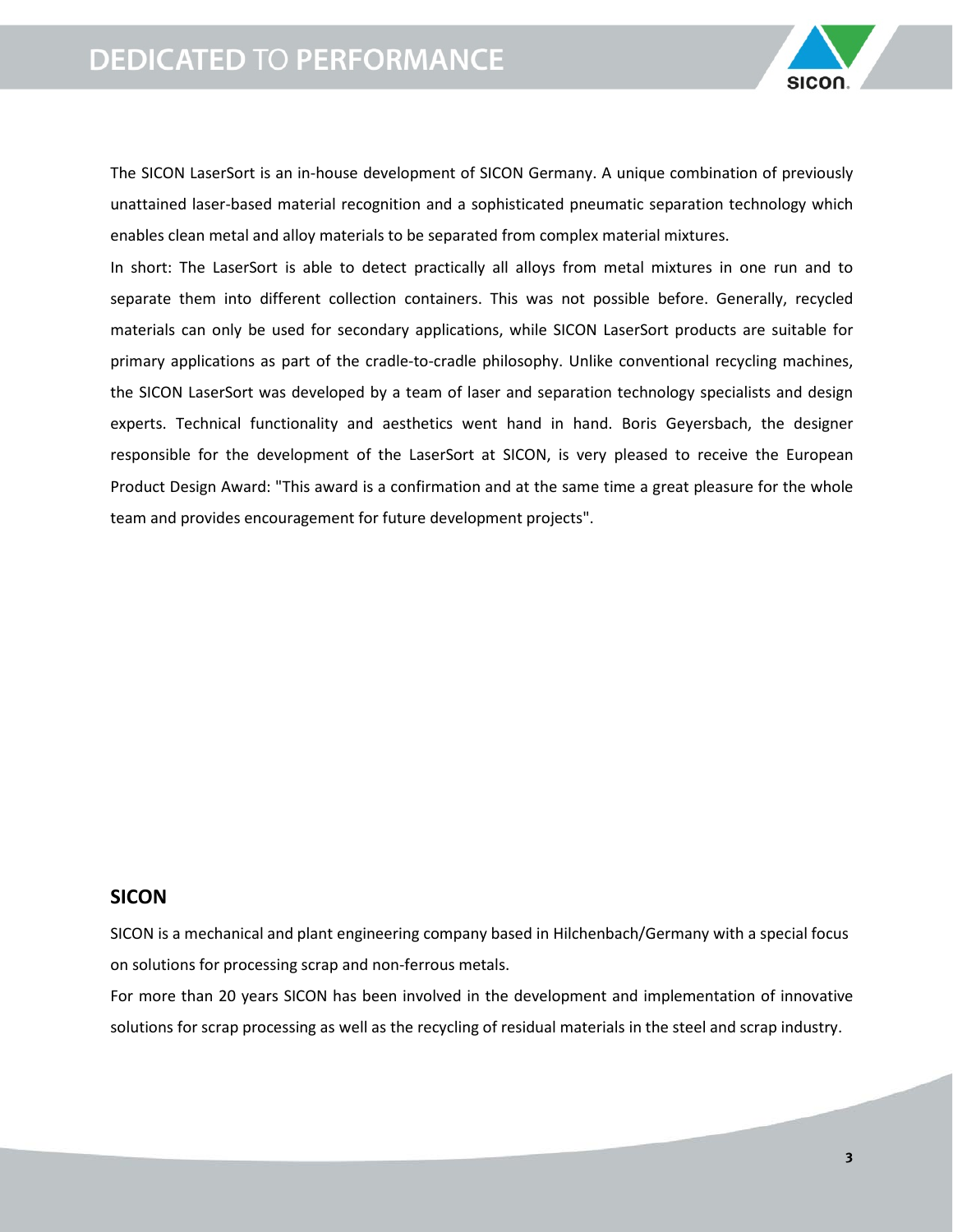The SICON LaserSort is an in-house development of SICON Germany. A unique combination of previously unattained laser-based material recognition and a sophisticated pneumatic separation technology which enables clean metal and alloy materials to be separated from complex material mixtures.

In short: The LaserSort is able to detect practically all alloys from metal mixtures in one run and to separate them into different collection containers. This was not possible before. Generally, recycled materials can only be used for secondary applications, while SICON LaserSort products are suitable for primary applications as part of the cradle-to-cradle philosophy. Unlike conventional recycling machines, the SICON LaserSort was developed by a team of laser and separation technology specialists and design experts. Technical functionality and aesthetics went hand in hand. Boris Geyersbach, the designer responsible for the development of the LaserSort at SICON, is very pleased to receive the European Product Design Award: "This award is a confirmation and at the same time a great pleasure for the whole team and provides encouragement for future development projects".

## SICON

SICON is a mechanical and plant engineering company based in Hilchenbach/Germany with a special focus on solutions for processing scrap and non-ferrous metals.

For more than 20 years SICON has been involved in the development and implementation of innovative solutions for scrap processing as well as the recycling of residual materials in the steel and scrap industry.